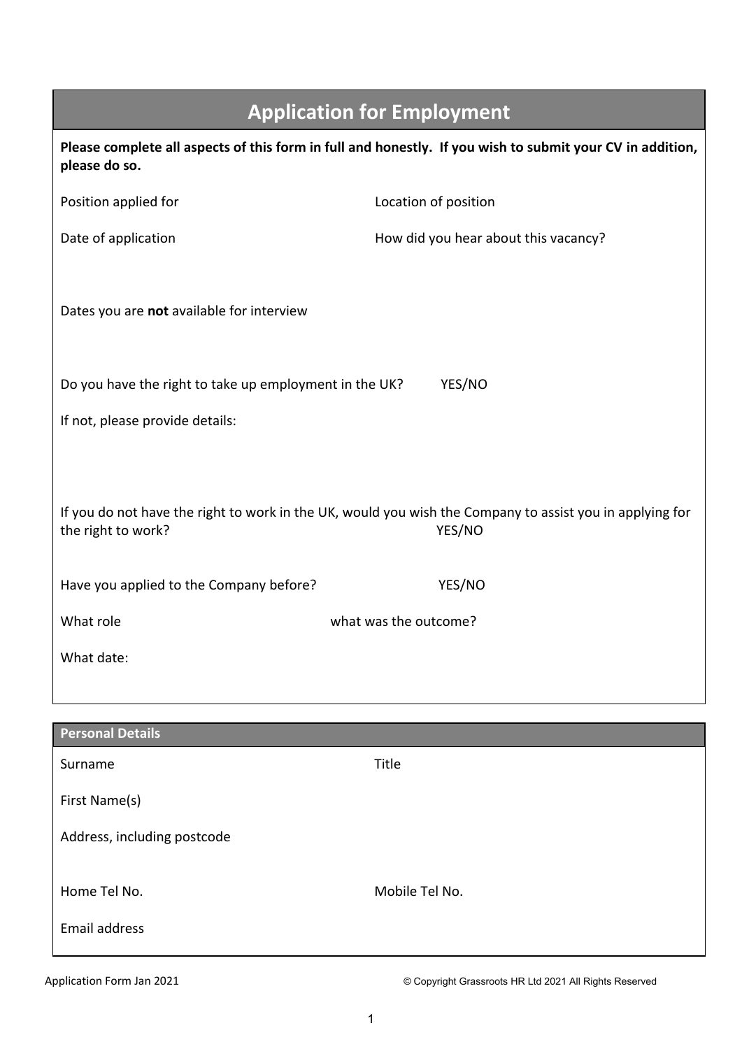# Application for Employment

**Please complete all aspects of this form in full and honestly. If you wish to submit your CV in addition, please do so.**

Position applied for

Location of position

Date of application

How did you hear about this vacancy?

Dates you are **not** available for interview

Do you have the right to take up employment in the UK? YES/NO

If not, please provide details:

If you do not have the right to work in the UK, would you wish the Company to assist you in applying for the right to work? YES/NO

Have you applied to the Company before? YES/NO

What role

what was the outcome?

What date:

## Personal Details

Surname

Title

First Name(s)

Address, including postcode

Home Tel No.

Mobile Tel No.

Email address

Application Form Jan 2021

© Copyright Grassroots HR Ltd 2021 All Rights Reserved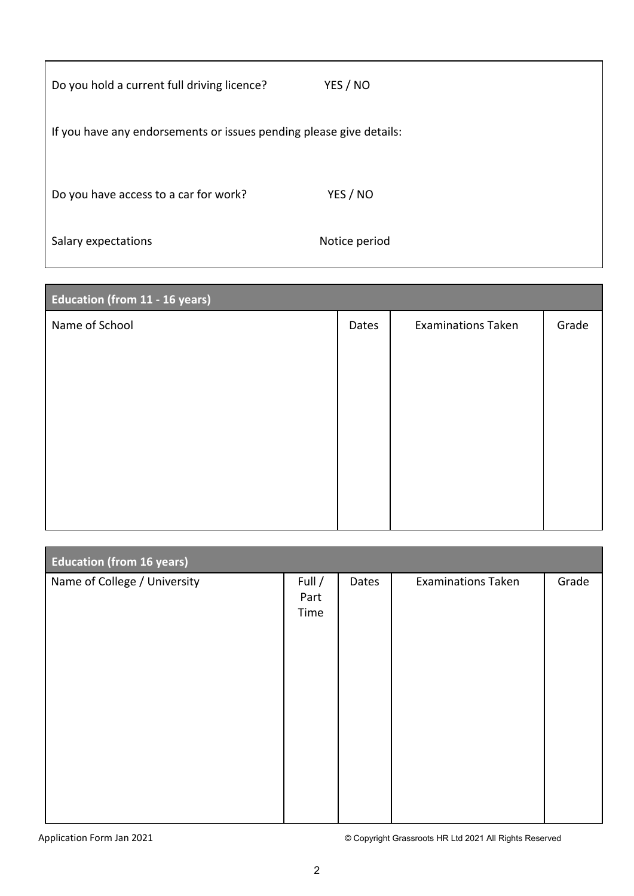Do you hold a current full driving licence? YES / NO

If you have any endorsements or issues pending please give details:

Do you have access to a car for work? YES / NO

Salary expectations | Notice period

| **Education (from 11 - 16 years)** | | | |
|---|---|---|---|
| Name of School | Dates | Examinations Taken | Grade |
| | | | |

| **Education (from 16 years)** | | | | |
|---|---|---|---|---|
| Name of College / University | Full / Part Time | Dates | Examinations Taken | Grade |
| | | | | |

Application Form Jan 2021 © Copyright Grassroots HR Ltd 2021 All Rights Reserved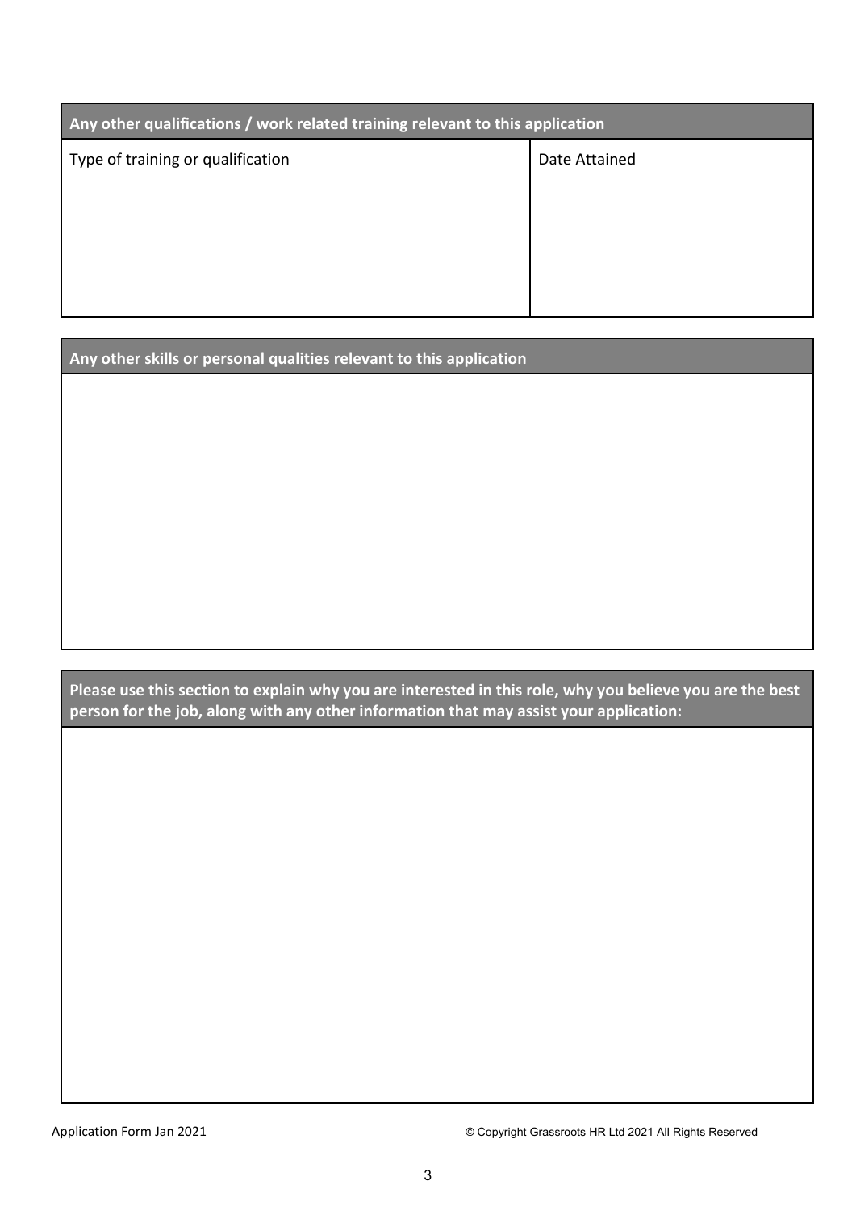| Any other qualifications / work related training relevant to this application | |
|---|---|
| Type of training or qualification | Date Attained |
| | |

| Any other skills or personal qualities relevant to this application |
|---|
| |

| Please use this section to explain why you are interested in this role, why you believe you are the best person for the job, along with any other information that may assist your application: |
|---|
| |

Application Form Jan 2021

© Copyright Grassroots HR Ltd 2021 All Rights Reserved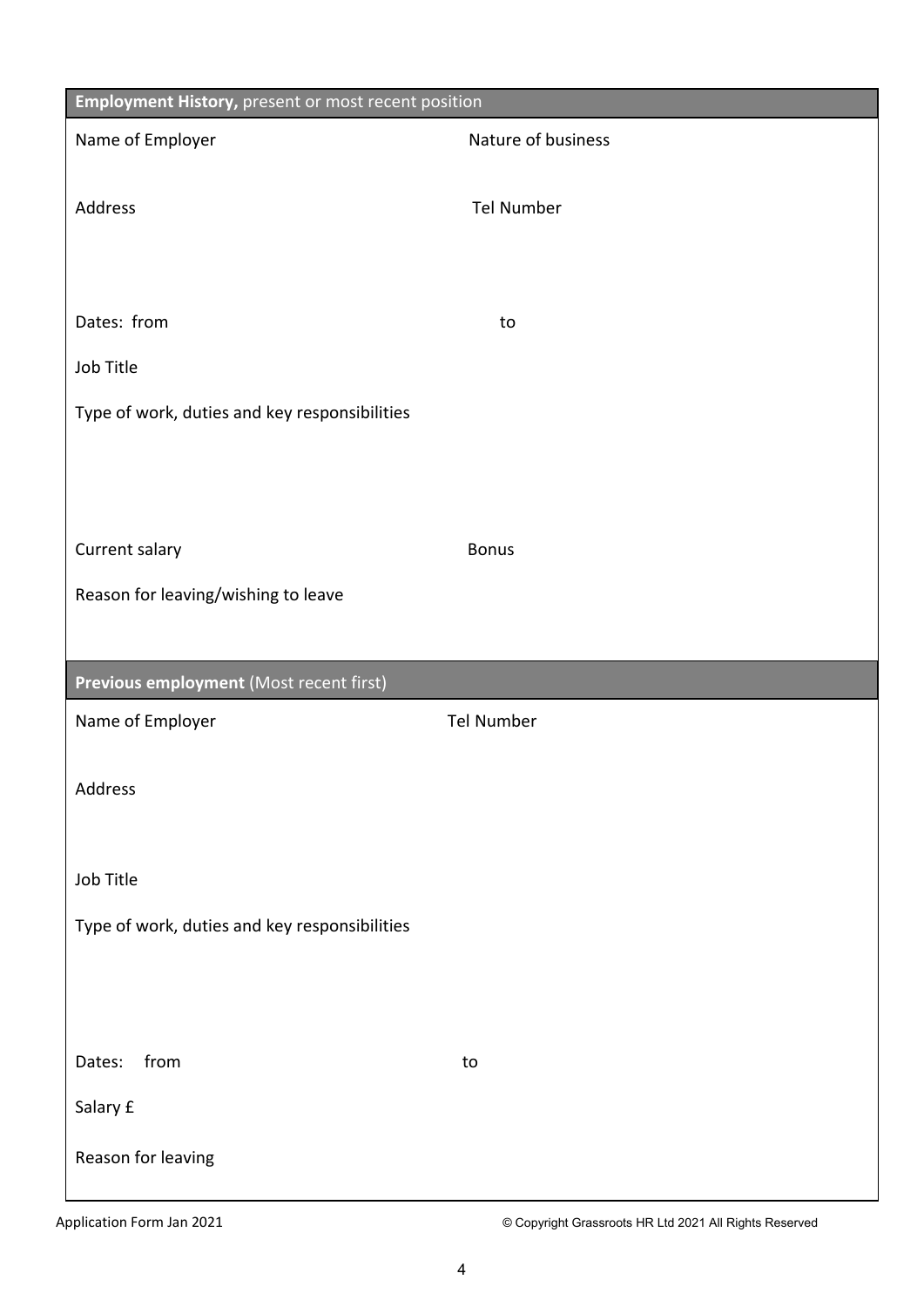| **Employment History,** present or most recent position | |
|---|---|
| Name of Employer | Nature of business |
| Address | Tel Number |
| Dates: from | to |
| Job Title | |
| Type of work, duties and key responsibilities | |
| Current salary | Bonus |
| Reason for leaving/wishing to leave | |

| **Previous employment** (Most recent first) | |
|---|---|
| Name of Employer | Tel Number |
| Address | |
| Job Title | |
| Type of work, duties and key responsibilities | |
| Dates: from | to |
| Salary £ | |
| Reason for leaving | |

Application Form Jan 2021

© Copyright Grassroots HR Ltd 2021 All Rights Reserved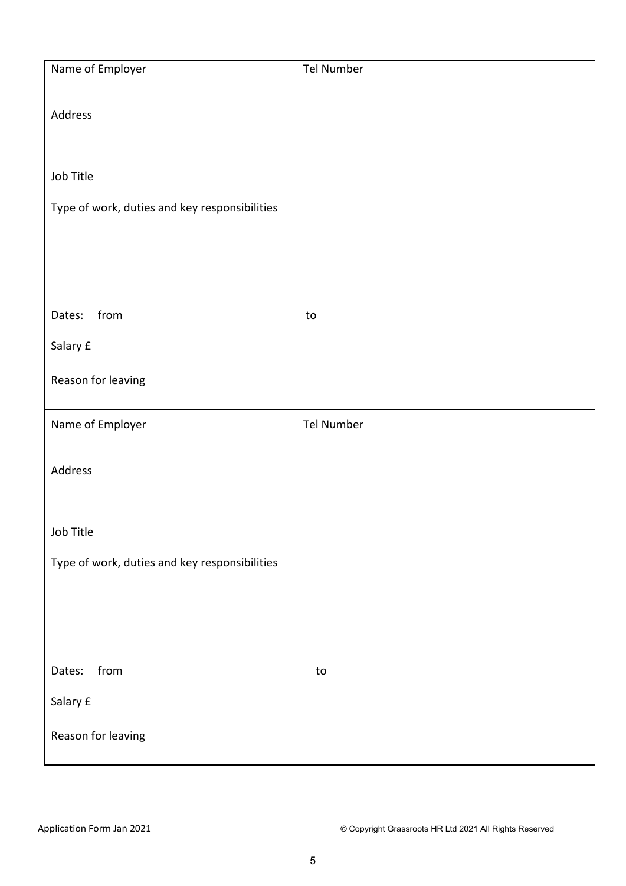| Name of Employer | Tel Number |
|---|---|
| Address | |
| Job Title | |
| Type of work, duties and key responsibilities | |
| Dates: from | to |
| Salary £ | |
| Reason for leaving | |

| Name of Employer | Tel Number |
|---|---|
| Address | |
| Job Title | |
| Type of work, duties and key responsibilities | |
| Dates: from | to |
| Salary £ | |
| Reason for leaving | |

Application Form Jan 2021 © Copyright Grassroots HR Ltd 2021 All Rights Reserved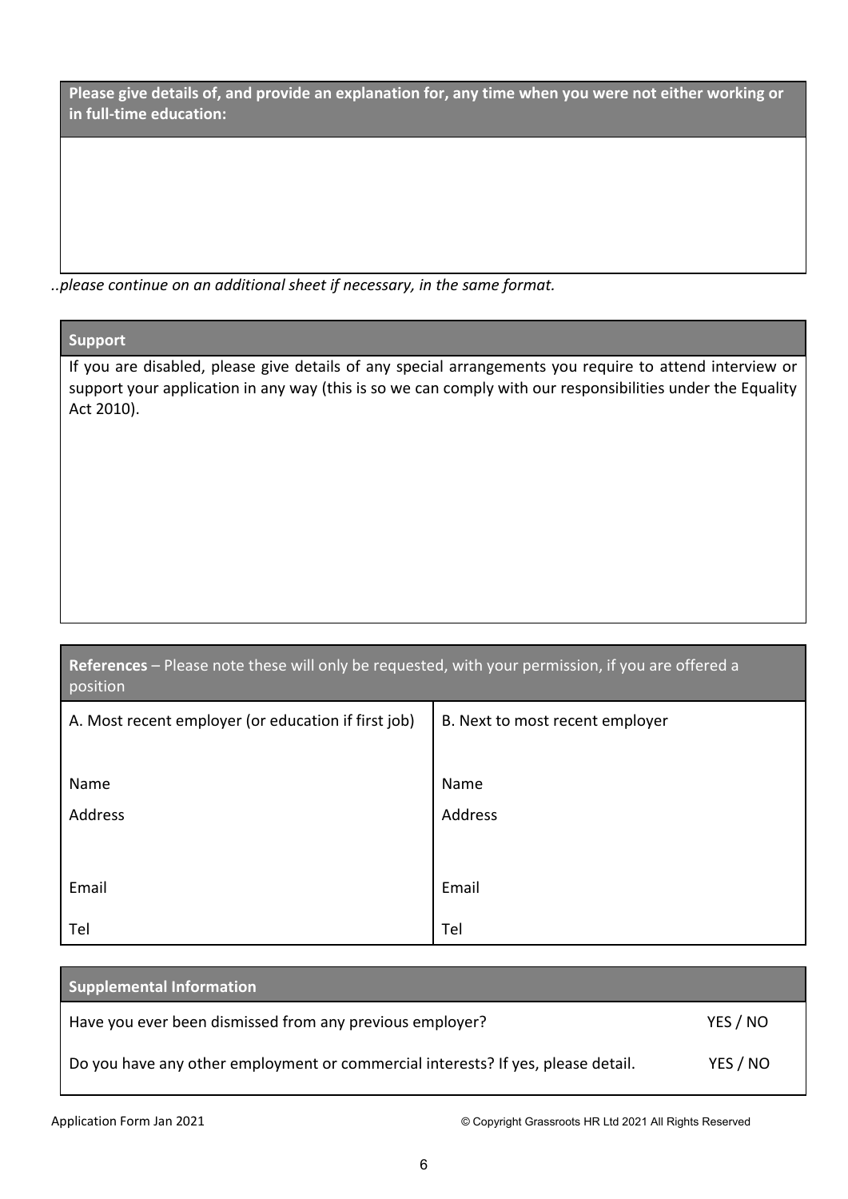**Please give details of, and provide an explanation for, any time when you were not either working or in full-time education:**

*..please continue on an additional sheet if necessary, in the same format.*

**Support**

If you are disabled, please give details of any special arrangements you require to attend interview or support your application in any way (this is so we can comply with our responsibilities under the Equality Act 2010).

**References** – Please note these will only be requested, with your permission, if you are offered a position

| A. Most recent employer (or education if first job) | B. Next to most recent employer |
|---|---|
| Name | Name |
| Address | Address |
| Email | Email |
| Tel | Tel |

**Supplemental Information**

| | |
|---|---|
| Have you ever been dismissed from any previous employer? | YES / NO |
| Do you have any other employment or commercial interests? If yes, please detail. | YES / NO |

Application Form Jan 2021 © Copyright Grassroots HR Ltd 2021 All Rights Reserved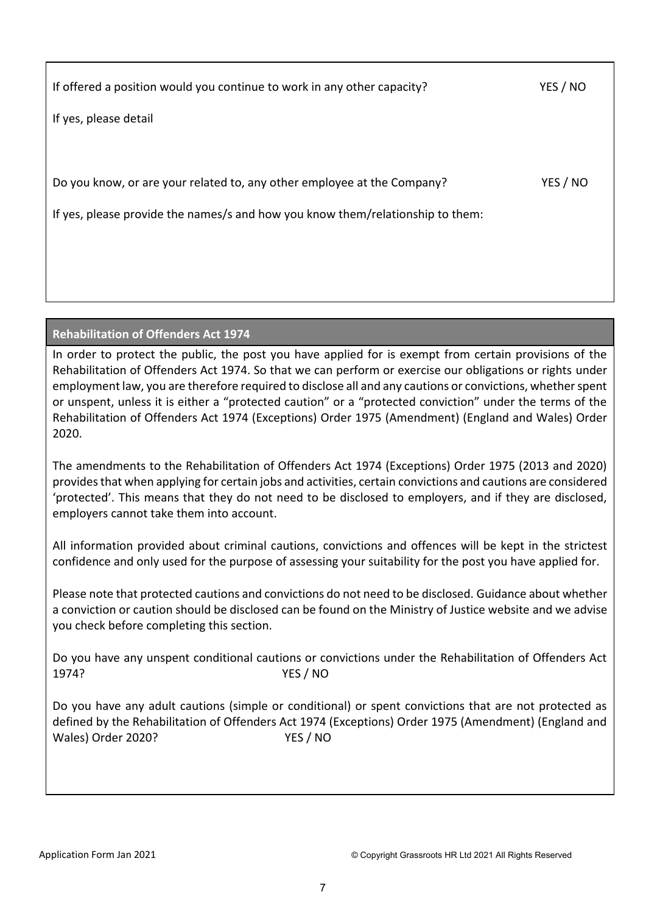If offered a position would you continue to work in any other capacity? YES / NO

If yes, please detail

Do you know, or are your related to, any other employee at the Company? YES / NO

If yes, please provide the names/s and how you know them/relationship to them:

**Rehabilitation of Offenders Act 1974**

In order to protect the public, the post you have applied for is exempt from certain provisions of the Rehabilitation of Offenders Act 1974. So that we can perform or exercise our obligations or rights under employment law, you are therefore required to disclose all and any cautions or convictions, whether spent or unspent, unless it is either a "protected caution" or a "protected conviction" under the terms of the Rehabilitation of Offenders Act 1974 (Exceptions) Order 1975 (Amendment) (England and Wales) Order 2020.

The amendments to the Rehabilitation of Offenders Act 1974 (Exceptions) Order 1975 (2013 and 2020) provides that when applying for certain jobs and activities, certain convictions and cautions are considered 'protected'. This means that they do not need to be disclosed to employers, and if they are disclosed, employers cannot take them into account.

All information provided about criminal cautions, convictions and offences will be kept in the strictest confidence and only used for the purpose of assessing your suitability for the post you have applied for.

Please note that protected cautions and convictions do not need to be disclosed. Guidance about whether a conviction or caution should be disclosed can be found on the Ministry of Justice website and we advise you check before completing this section.

Do you have any unspent conditional cautions or convictions under the Rehabilitation of Offenders Act 1974? YES / NO

Do you have any adult cautions (simple or conditional) or spent convictions that are not protected as defined by the Rehabilitation of Offenders Act 1974 (Exceptions) Order 1975 (Amendment) (England and Wales) Order 2020? YES / NO

Application Form Jan 2021 © Copyright Grassroots HR Ltd 2021 All Rights Reserved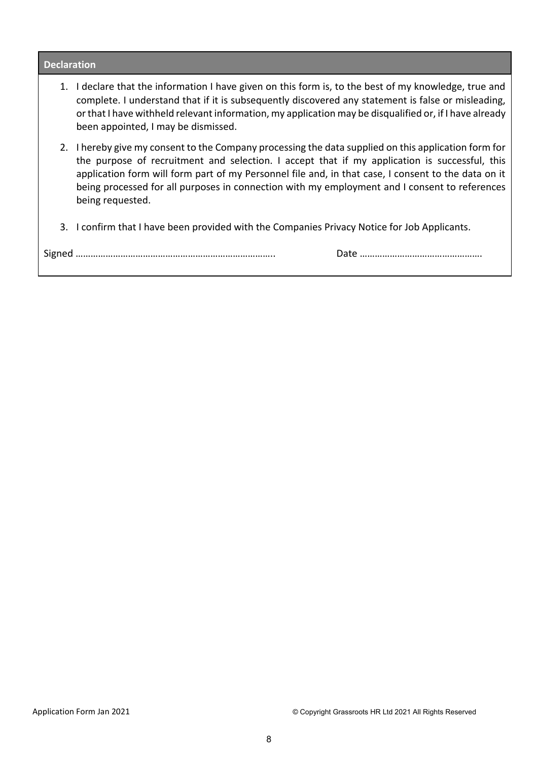## Declaration

1. I declare that the information I have given on this form is, to the best of my knowledge, true and complete. I understand that if it is subsequently discovered any statement is false or misleading, or that I have withheld relevant information, my application may be disqualified or, if I have already been appointed, I may be dismissed.
2. I hereby give my consent to the Company processing the data supplied on this application form for the purpose of recruitment and selection. I accept that if my application is successful, this application form will form part of my Personnel file and, in that case, I consent to the data on it being processed for all purposes in connection with my employment and I consent to references being requested.
3. I confirm that I have been provided with the Companies Privacy Notice for Job Applicants.

Signed ……………………………………………………………………..          Date ………………………………………….

Application Form Jan 2021          © Copyright Grassroots HR Ltd 2021 All Rights Reserved